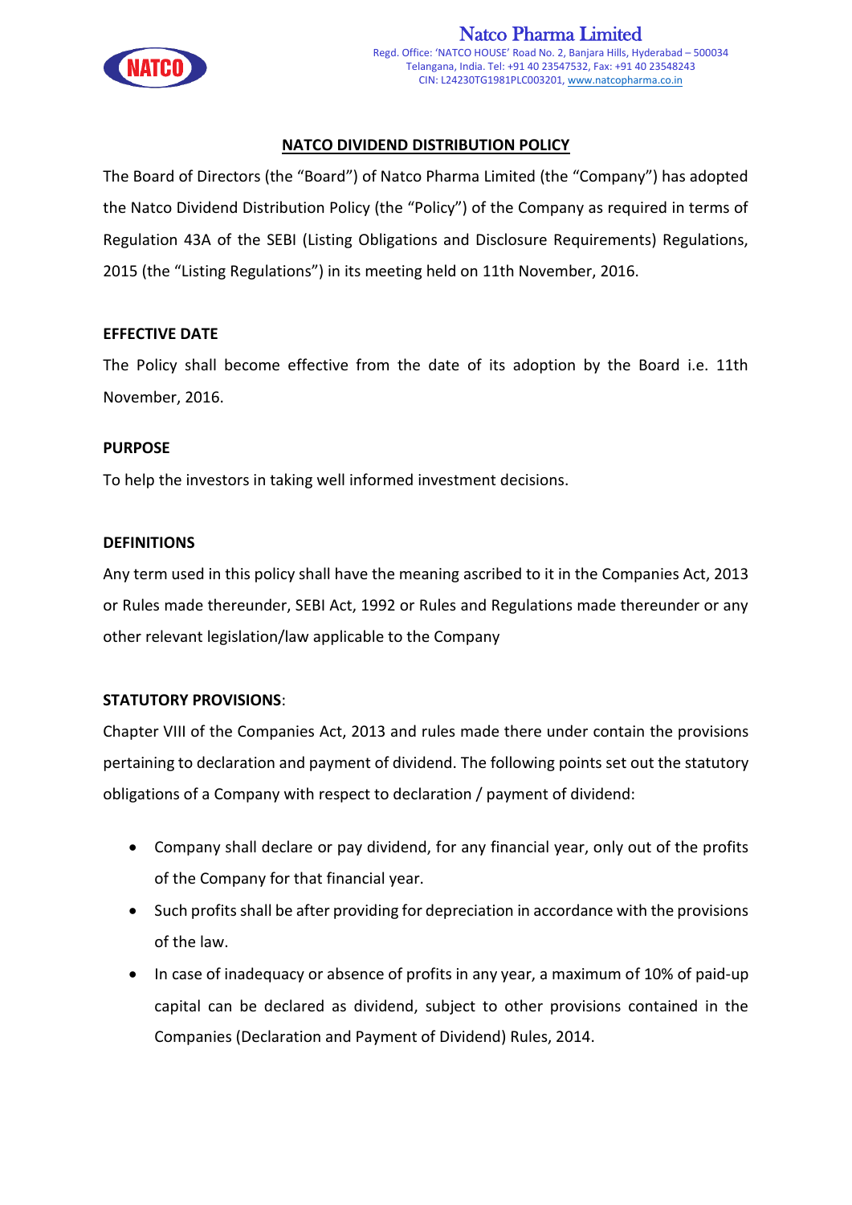Natco Pharma Limited

Regd. Office: 'NATCO HOUSE' Road No. 2, Banjara Hills, Hyderabad – 500034 Telangana, India. Tel: +91 40 23547532, Fax: +91 40 23548243 CIN: L24230TG1981PLC003201, www.natcopharma.co.in

# NATCO DIVIDEND DISTRIBUTION POLICY

The Board of Directors (the "Board") of Natco Pharma Limited (the "Company") has adopted the Natco Dividend Distribution Policy (the "Policy") of the Company as required in terms of Regulation 43A of the SEBI (Listing Obligations and Disclosure Requirements) Regulations, 2015 (the "Listing Regulations") in its meeting held on 11th November, 2016.

## EFFECTIVE DATE

The Policy shall become effective from the date of its adoption by the Board i.e. 11th November, 2016.

## PURPOSE

To help the investors in taking well informed investment decisions.

## DEFINITIONS

Any term used in this policy shall have the meaning ascribed to it in the Companies Act, 2013 or Rules made thereunder, SEBI Act, 1992 or Rules and Regulations made thereunder or any other relevant legislation/law applicable to the Company

## STATUTORY PROVISIONS:

Chapter VIII of the Companies Act, 2013 and rules made there under contain the provisions pertaining to declaration and payment of dividend. The following points set out the statutory obligations of a Company with respect to declaration / payment of dividend:

- Company shall declare or pay dividend, for any financial year, only out of the profits of the Company for that financial year.
- Such profits shall be after providing for depreciation in accordance with the provisions of the law.
- In case of inadequacy or absence of profits in any year, a maximum of 10% of paid-up capital can be declared as dividend, subject to other provisions contained in the Companies (Declaration and Payment of Dividend) Rules, 2014.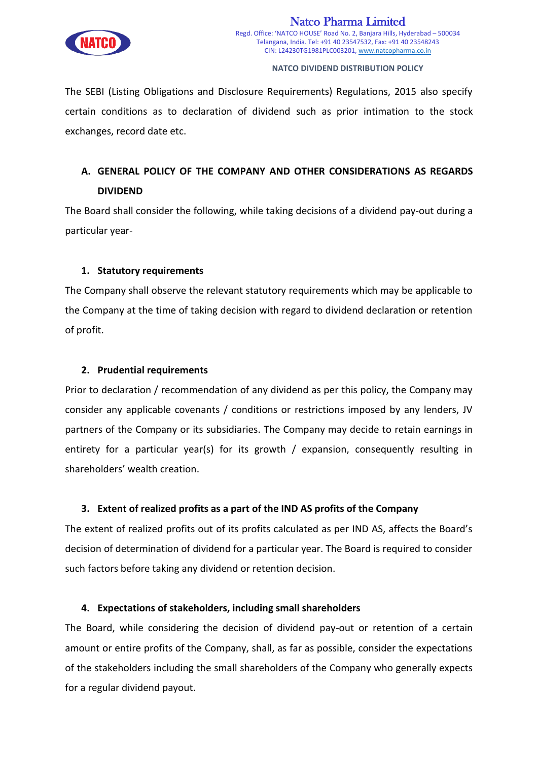The SEBI (Listing Obligations and Disclosure Requirements) Regulations, 2015 also specify certain conditions as to declaration of dividend such as prior intimation to the stock exchanges, record date etc.

## A. GENERAL POLICY OF THE COMPANY AND OTHER CONSIDERATIONS AS REGARDS DIVIDEND

The Board shall consider the following, while taking decisions of a dividend pay-out during a particular year-

### 1. Statutory requirements

The Company shall observe the relevant statutory requirements which may be applicable to the Company at the time of taking decision with regard to dividend declaration or retention of profit.

### 2. Prudential requirements

Prior to declaration / recommendation of any dividend as per this policy, the Company may consider any applicable covenants / conditions or restrictions imposed by any lenders, JV partners of the Company or its subsidiaries. The Company may decide to retain earnings in entirety for a particular year(s) for its growth / expansion, consequently resulting in shareholders' wealth creation.

### 3. Extent of realized profits as a part of the IND AS profits of the Company

The extent of realized profits out of its profits calculated as per IND AS, affects the Board's decision of determination of dividend for a particular year. The Board is required to consider such factors before taking any dividend or retention decision.

### 4. Expectations of stakeholders, including small shareholders

The Board, while considering the decision of dividend pay-out or retention of a certain amount or entire profits of the Company, shall, as far as possible, consider the expectations of the stakeholders including the small shareholders of the Company who generally expects for a regular dividend payout.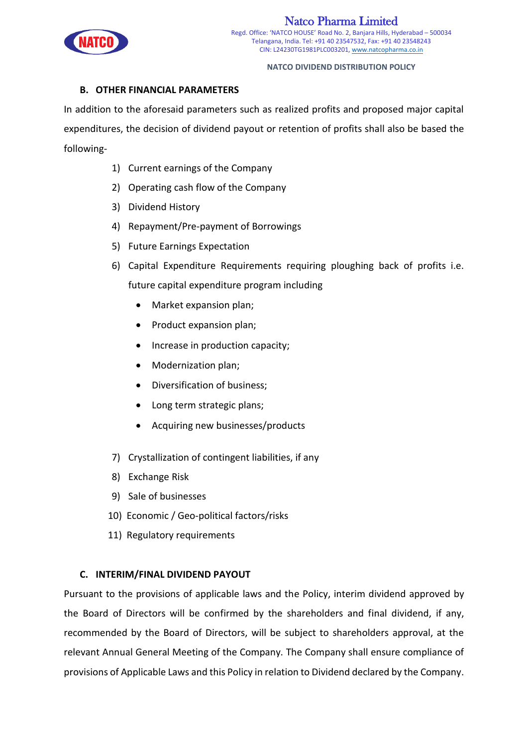### B. OTHER FINANCIAL PARAMETERS

In addition to the aforesaid parameters such as realized profits and proposed major capital expenditures, the decision of dividend payout or retention of profits shall also be based the following-

1) Current earnings of the Company
2) Operating cash flow of the Company
3) Dividend History
4) Repayment/Pre-payment of Borrowings
5) Future Earnings Expectation
6) Capital Expenditure Requirements requiring ploughing back of profits i.e. future capital expenditure program including
   - Market expansion plan;
   - Product expansion plan;
   - Increase in production capacity;
   - Modernization plan;
   - Diversification of business;
   - Long term strategic plans;
   - Acquiring new businesses/products
7) Crystallization of contingent liabilities, if any
8) Exchange Risk
9) Sale of businesses
10) Economic / Geo-political factors/risks
11) Regulatory requirements

### C. INTERIM/FINAL DIVIDEND PAYOUT

Pursuant to the provisions of applicable laws and the Policy, interim dividend approved by the Board of Directors will be confirmed by the shareholders and final dividend, if any, recommended by the Board of Directors, will be subject to shareholders approval, at the relevant Annual General Meeting of the Company. The Company shall ensure compliance of provisions of Applicable Laws and this Policy in relation to Dividend declared by the Company.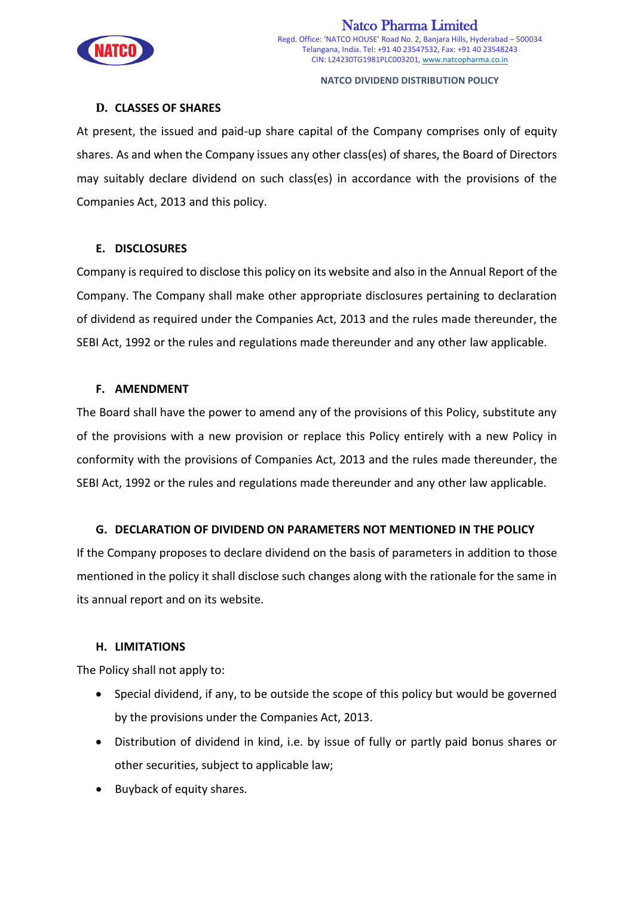### D. CLASSES OF SHARES

At present, the issued and paid-up share capital of the Company comprises only of equity shares. As and when the Company issues any other class(es) of shares, the Board of Directors may suitably declare dividend on such class(es) in accordance with the provisions of the Companies Act, 2013 and this policy.

### E. DISCLOSURES

Company is required to disclose this policy on its website and also in the Annual Report of the Company. The Company shall make other appropriate disclosures pertaining to declaration of dividend as required under the Companies Act, 2013 and the rules made thereunder, the SEBI Act, 1992 or the rules and regulations made thereunder and any other law applicable.

### F. AMENDMENT

The Board shall have the power to amend any of the provisions of this Policy, substitute any of the provisions with a new provision or replace this Policy entirely with a new Policy in conformity with the provisions of Companies Act, 2013 and the rules made thereunder, the SEBI Act, 1992 or the rules and regulations made thereunder and any other law applicable.

### G. DECLARATION OF DIVIDEND ON PARAMETERS NOT MENTIONED IN THE POLICY

If the Company proposes to declare dividend on the basis of parameters in addition to those mentioned in the policy it shall disclose such changes along with the rationale for the same in its annual report and on its website.

### H. LIMITATIONS

The Policy shall not apply to:

- Special dividend, if any, to be outside the scope of this policy but would be governed by the provisions under the Companies Act, 2013.
- Distribution of dividend in kind, i.e. by issue of fully or partly paid bonus shares or other securities, subject to applicable law;
- Buyback of equity shares.